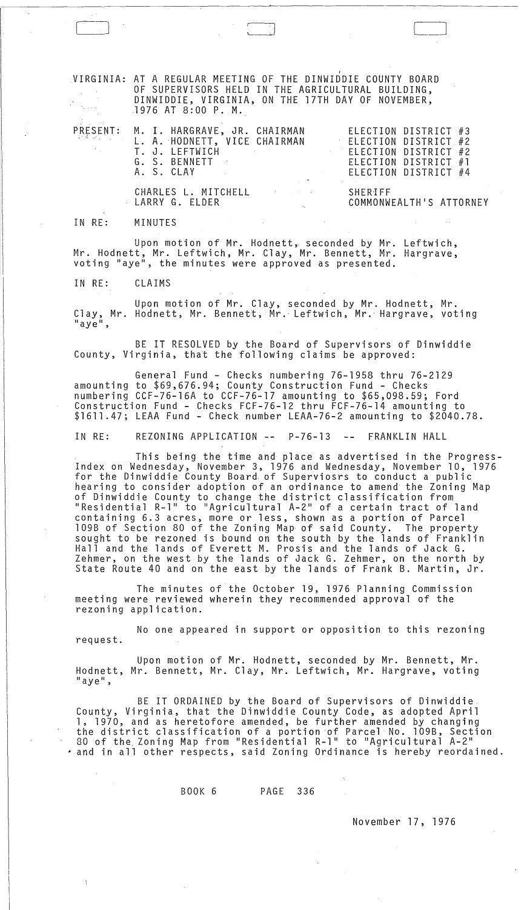VIRGINIA: AT A REGULAR MEETING OF THE DINWIDDIE COUNTY BOARD OF SUPERVISORS HELD IN THE AGRICULTURAL BUILDING, DINWIDDIE, VIRGINIA, ON THE 17TH DAY OF NOVEMBER, 1976 AT 8:00 P. M.

| | | |
|---|---|---|
| PRESENT: | M. I. HARGRAVE, JR. CHAIRMAN | ELECTION DISTRICT #3 |
| | L. A. HODNETT, VICE CHAIRMAN | ELECTION DISTRICT #2 |
| | T. J. LEFTWICH | ELECTION DISTRICT #2 |
| | G. S. BENNETT | ELECTION DISTRICT #1 |
| | A. S. CLAY | ELECTION DISTRICT #4 |
| | CHARLES L. MITCHELL | SHERIFF |
| | LARRY G. ELDER | COMMONWEALTH'S ATTORNEY |

IN RE: MINUTES

Upon motion of Mr. Hodnett, seconded by Mr. Leftwich, Mr. Hodnett, Mr. Leftwich, Mr. Clay, Mr. Bennett, Mr. Hargrave, voting "aye", the minutes were approved as presented.

IN RE: CLAIMS

Upon motion of Mr. Clay, seconded by Mr. Hodnett, Mr. Clay, Mr. Hodnett, Mr. Bennett, Mr. Leftwich, Mr. Hargrave, voting "aye",

BE IT RESOLVED by the Board of Supervisors of Dinwiddie County, Virginia, that the following claims be approved:

General Fund - Checks numbering 76-1958 thru 76-2129 amounting to $69,676.94; County Construction Fund - Checks numbering CCF-76-16A to CCF-76-17 amounting to $65,098.59; Ford Construction Fund - Checks FCF-76-12 thru FCF-76-14 amounting to $1611.47; LEAA Fund - Check number LEAA-76-2 amounting to $2040.78.

IN RE: REZONING APPLICATION -- P-76-13 -- FRANKLIN HALL

This being the time and place as advertised in the Progress-Index on Wednesday, November 3, 1976 and Wednesday, November 10, 1976 for the Dinwiddie County Board of Superviosrs to conduct a public hearing to consider adoption of an ordinance to amend the Zoning Map of Dinwiddie County to change the district classification from "Residential R-1" to "Agricultural A-2" of a certain tract of land containing 6.3 acres, more or less, shown as a portion of Parcel 109B of Section 80 of the Zoning Map of said County. The property sought to be rezoned is bound on the south by the lands of Franklin Hall and the lands of Everett M. Prosis and the lands of Jack G. Zehmer, on the west by the lands of Jack G. Zehmer, on the north by State Route 40 and on the east by the lands of Frank B. Martin, Jr.

The minutes of the October 19, 1976 Planning Commission meeting were reviewed wherein they recommended approval of the rezoning application.

No one appeared in support or opposition to this rezoning request.

Upon motion of Mr. Hodnett, seconded by Mr. Bennett, Mr. Hodnett, Mr. Bennett, Mr. Clay, Mr. Leftwich, Mr. Hargrave, voting "aye",

BE IT ORDAINED by the Board of Supervisors of Dinwiddie County, Virginia, that the Dinwiddie County Code, as adopted April 1, 1970, and as heretofore amended, be further amended by changing the district classification of a portion of Parcel No. 109B, Section 80 of the Zoning Map from "Residential R-1" to "Agricultural A-2" and in all other respects, said Zoning Ordinance is hereby reordained.

BOOK 6 PAGE 336

November 17, 1976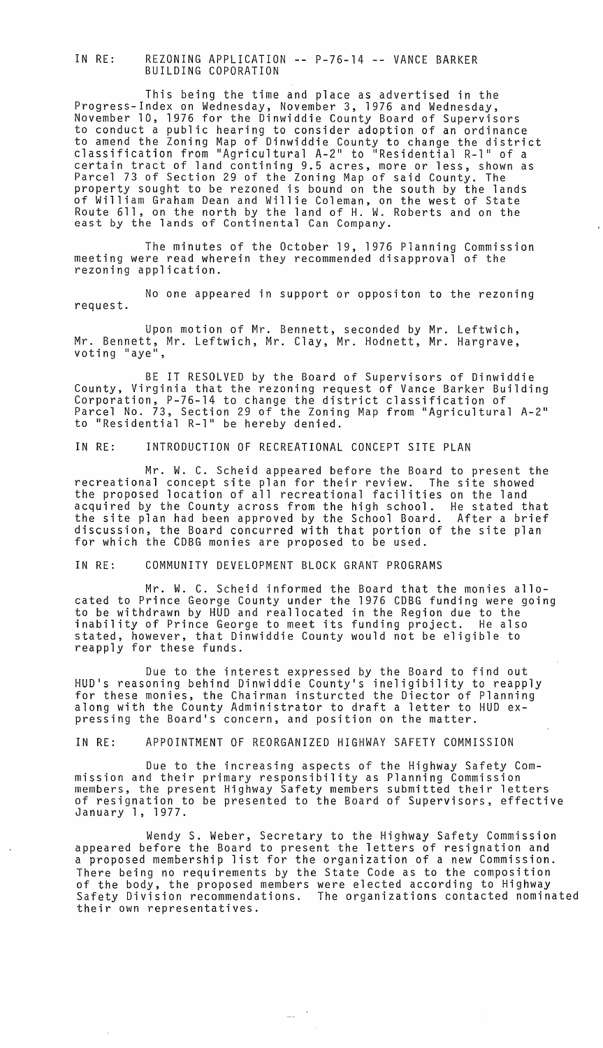IN RE: REZONING APPLICATION -- P-76-14 -- VANCE BARKER BUILDING COPORATION

This being the time and place as advertised in the Progress-Index on Wednesday, November 3, 1976 and Wednesday, November 10, 1976 for the Dinwiddie County Board of Supervisors to conduct a public hearing to consider adoption of an ordinance to amend the Zoning Map of Dinwiddie County to change the district classification from "Agricultural A-2" to "Residential R-1" of a certain tract of land contining 9.5 acres, more or less, shown as Parcel 73 of Section 29 of the Zoning Map of said County. The property sought to be rezoned is bound on the south by the lands of William Graham Dean and Willie Coleman, on the west of State Route 611, on the north by the land of H. W. Roberts and on the east by the lands of Continental Can Company.

The minutes of the October 19, 1976 Planning Commission meeting were read wherein they recommended disapproval of the rezoning application.

No one appeared in support or oppositon to the rezoning request.

Upon motion of Mr. Bennett, seconded by Mr. Leftwich, Mr. Bennett, Mr. Leftwich, Mr. Clay, Mr. Hodnett, Mr. Hargrave, voting "aye",

BE IT RESOLVED by the Board of Supervisors of Dinwiddie County, Virginia that the rezoning request of Vance Barker Building Corporation, P-76-14 to change the district classification of Parcel No. 73, Section 29 of the Zoning Map from "Agricultural A-2" to "Residential R-1" be hereby denied.

IN RE: INTRODUCTION OF RECREATIONAL CONCEPT SITE PLAN

Mr. W. C. Scheid appeared before the Board to present the recreational concept site plan for their review. The site showed the proposed location of all recreational facilities on the land acquired by the County across from the high school. He stated that the site plan had been approved by the School Board. After a brief discussion, the Board concurred with that portion of the site plan for which the CDBG monies are proposed to be used.

IN RE: COMMUNITY DEVELOPMENT BLOCK GRANT PROGRAMS

Mr. W. C. Scheid informed the Board that the monies allocated to Prince George County under the 1976 CDBG funding were going to be withdrawn by HUD and reallocated in the Region due to the inability of Prince George to meet its funding project. He also stated, however, that Dinwiddie County would not be eligible to reapply for these funds.

Due to the interest expressed by the Board to find out HUD's reasoning behind Dinwiddie County's ineligibility to reapply for these monies, the Chairman insturcted the Diector of Planning along with the County Administrator to draft a letter to HUD expressing the Board's concern, and position on the matter.

IN RE: APPOINTMENT OF REORGANIZED HIGHWAY SAFETY COMMISSION

Due to the increasing aspects of the Highway Safety Commission and their primary responsibility as Planning Commission members, the present Highway Safety members submitted their letters of resignation to be presented to the Board of Supervisors, effective January 1, 1977.

Wendy S. Weber, Secretary to the Highway Safety Commission appeared before the Board to present the letters of resignation and a proposed membership list for the organization of a new Commission. There being no requirements by the State Code as to the composition of the body, the proposed members were elected according to Highway Safety Division recommendations. The organizations contacted nominated their own representatives.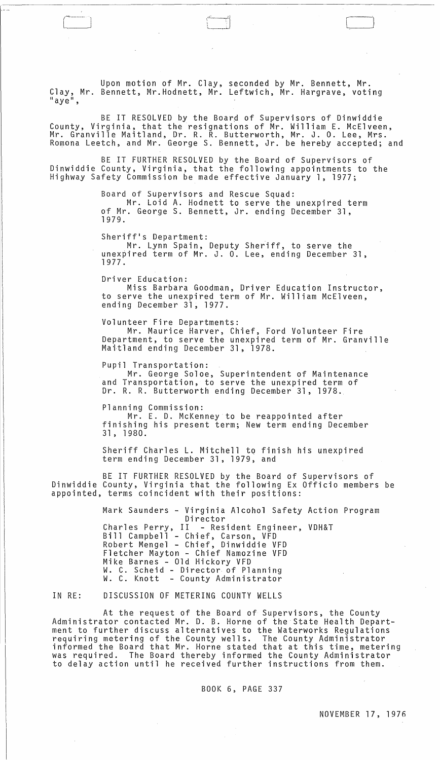Upon motion of Mr. Clay, seconded by Mr. Bennett, Mr. Clay, Mr. Bennett, Mr.Hodnett, Mr. Leftwich, Mr. Hargrave, voting "aye",

BE IT RESOLVED by the Board of Supervisors of Dinwiddie County, Virginia, that the resignations of Mr. William E. McElveen, Mr. Granville Maitland, Dr. R. R. Butterworth, Mr. J. O. Lee, Mrs. Romona Leetch, and Mr. George S. Bennett, Jr. be hereby accepted; and

BE IT FURTHER RESOLVED by the Board of Supervisors of Dinwiddie County, Virginia, that the following appointments to the Highway Safety Commission be made effective January 1, 1977;

Board of Supervisors and Rescue Squad:
Mr. Loid A. Hodnett to serve the unexpired term of Mr. George S. Bennett, Jr. ending December 31, 1979.

Sheriff's Department:
Mr. Lynn Spain, Deputy Sheriff, to serve the unexpired term of Mr. J. O. Lee, ending December 31, 1977.

Driver Education:
Miss Barbara Goodman, Driver Education Instructor, to serve the unexpired term of Mr. William McElveen, ending December 31, 1977.

Volunteer Fire Departments:
Mr. Maurice Harver, Chief, Ford Volunteer Fire Department, to serve the unexpired term of Mr. Granville Maitland ending December 31, 1978.

Pupil Transportation:
Mr. George Soloe, Superintendent of Maintenance and Transportation, to serve the unexpired term of Dr. R. R. Butterworth ending December 31, 1978.

Planning Commission:
Mr. E. D. McKenney to be reappointed after finishing his present term; New term ending December 31, 1980.

Sheriff Charles L. Mitchell to finish his unexpired term ending December 31, 1979, and

BE IT FURTHER RESOLVED by the Board of Supervisors of Dinwiddie County, Virginia that the following Ex Officio members be appointed, terms coincident with their positions:

Mark Saunders - Virginia Alcohol Safety Action Program Director
Charles Perry, II - Resident Engineer, VDH&T
Bill Campbell - Chief, Carson, VFD
Robert Mengel - Chief, Dinwiddie VFD
Fletcher Mayton - Chief Namozine VFD
Mike Barnes - Old Hickory VFD
W. C. Scheid - Director of Planning
W. C. Knott - County Administrator

IN RE: DISCUSSION OF METERING COUNTY WELLS

At the request of the Board of Supervisors, the County Administrator contacted Mr. D. B. Horne of the State Health Department to further discuss alternatives to the Waterworks Regulations requiring metering of the County wells. The County Administrator informed the Board that Mr. Horne stated that at this time, metering was required. The Board thereby informed the County Administrator to delay action until he received further instructions from them.

BOOK 6, PAGE 337

NOVEMBER 17, 1976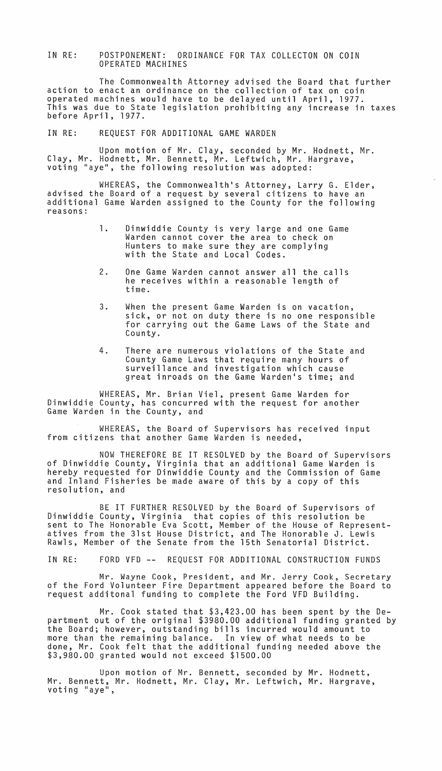IN RE: POSTPONEMENT: ORDINANCE FOR TAX COLLECTON ON COIN OPERATED MACHINES

The Commonwealth Attorney advised the Board that further action to enact an ordinance on the collection of tax on coin operated machines would have to be delayed until April, 1977. This was due to State legislation prohibiting any increase in taxes before April, 1977.

IN RE: REQUEST FOR ADDITIONAL GAME WARDEN

Upon motion of Mr. Clay, seconded by Mr. Hodnett, Mr. Clay, Mr. Hodnett, Mr. Bennett, Mr. Leftwich, Mr. Hargrave, voting "aye", the following resolution was adopted:

WHEREAS, the Commonwealth's Attorney, Larry G. Elder, advised the Board of a request by several citizens to have an additional Game Warden assigned to the County for the following reasons:

1. Dinwiddie County is very large and one Game Warden cannot cover the area to check on Hunters to make sure they are complying with the State and Local Codes.

2. One Game Warden cannot answer all the calls he receives within a reasonable length of time.

3. When the present Game Warden is on vacation, sick, or not on duty there is no one responsible for carrying out the Game Laws of the State and County.

4. There are numerous violations of the State and County Game Laws that require many hours of surveillance and investigation which cause great inroads on the Game Warden's time; and

WHEREAS, Mr. Brian Viel, present Game Warden for Dinwiddie County, has concurred with the request for another Game Warden in the County, and

WHEREAS, the Board of Supervisors has received input from citizens that another Game Warden is needed,

NOW THEREFORE BE IT RESOLVED by the Board of Supervisors of Dinwiddie County, Virginia that an additional Game Warden is hereby requested for Dinwiddie County and the Commission of Game and Inland Fisheries be made aware of this by a copy of this resolution, and

BE IT FURTHER RESOLVED by the Board of Supervisors of Dinwiddie County, Virginia that copies of this resolution be sent to The Honorable Eva Scott, Member of the House of Representatives from the 31st House District, and The Honorable J. Lewis Rawls, Member of the Senate from the 15th Senatorial District.

IN RE: FORD VFD -- REQUEST FOR ADDITIONAL CONSTRUCTION FUNDS

Mr. Wayne Cook, President, and Mr. Jerry Cook, Secretary of the Ford Volunteer Fire Department appeared before the Board to request additonal funding to complete the Ford VFD Building.

Mr. Cook stated that $3,423.00 has been spent by the Department out of the original $3980.00 additional funding granted by the Board; however, outstanding bills incurred would amount to more than the remaining balance. In view of what needs to be done, Mr. Cook felt that the additional funding needed above the $3,980.00 granted would not exceed $1500.00

Upon motion of Mr. Bennett, seconded by Mr. Hodnett, Mr. Bennett, Mr. Hodnett, Mr. Clay, Mr. Leftwich, Mr. Hargrave, voting "aye",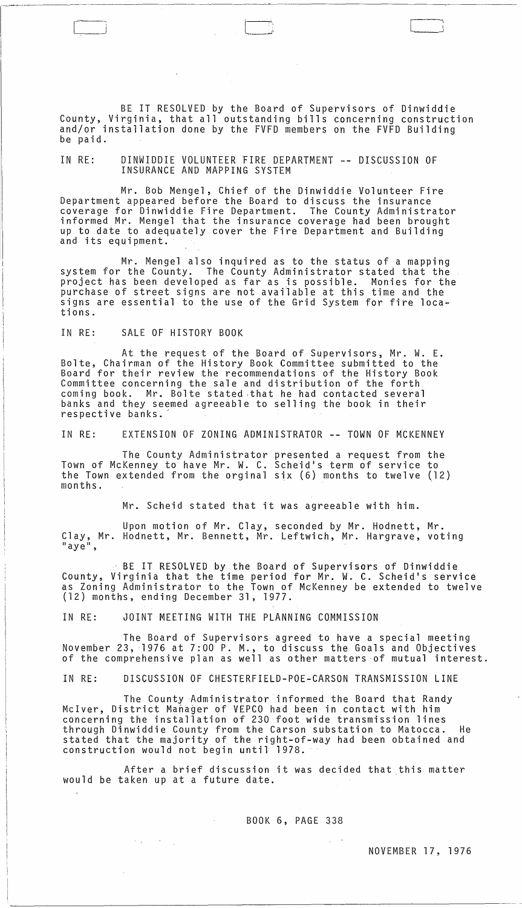BE IT RESOLVED by the Board of Supervisors of Dinwiddie County, Virginia, that all outstanding bills concerning construction and/or installation done by the FVFD members on the FVFD Building be paid.

IN RE: DINWIDDIE VOLUNTEER FIRE DEPARTMENT -- DISCUSSION OF INSURANCE AND MAPPING SYSTEM

Mr. Bob Mengel, Chief of the Dinwiddie Volunteer Fire Department appeared before the Board to discuss the insurance coverage for Dinwiddie Fire Department. The County Administrator informed Mr. Mengel that the insurance coverage had been brought up to date to adequately cover the Fire Department and Building and its equipment.

Mr. Mengel also inquired as to the status of a mapping system for the County. The County Administrator stated that the project has been developed as far as is possible. Monies for the purchase of street signs are not available at this time and the signs are essential to the use of the Grid System for fire locations.

IN RE: SALE OF HISTORY BOOK

At the request of the Board of Supervisors, Mr. W. E. Bolte, Chairman of the History Book Committee submitted to the Board for their review the recommendations of the History Book Committee concerning the sale and distribution of the forth coming book. Mr. Bolte stated that he had contacted several banks and they seemed agreeable to selling the book in their respective banks.

IN RE: EXTENSION OF ZONING ADMINISTRATOR -- TOWN OF MCKENNEY

The County Administrator presented a request from the Town of McKenney to have Mr. W. C. Scheid's term of service to the Town extended from the orginal six (6) months to twelve (12) months.

Mr. Scheid stated that it was agreeable with him.

Upon motion of Mr. Clay, seconded by Mr. Hodnett, Mr. Clay, Mr. Hodnett, Mr. Bennett, Mr. Leftwich, Mr. Hargrave, voting "aye",

BE IT RESOLVED by the Board of Supervisors of Dinwiddie County, Virginia that the time period for Mr. W. C. Scheid's service as Zoning Administrator to the Town of McKenney be extended to twelve (12) months, ending December 31, 1977.

IN RE: JOINT MEETING WITH THE PLANNING COMMISSION

The Board of Supervisors agreed to have a special meeting November 23, 1976 at 7:00 P. M., to discuss the Goals and Objectives of the comprehensive plan as well as other matters of mutual interest.

IN RE: DISCUSSION OF CHESTERFIELD-POE-CARSON TRANSMISSION LINE

The County Administrator informed the Board that Randy McIver, District Manager of VEPCO had been in contact with him concerning the installation of 230 foot wide transmission lines through Dinwiddie County from the Carson substation to Matocca. He stated that the majority of the right-of-way had been obtained and construction would not begin until 1978.

After a brief discussion it was decided that this matter would be taken up at a future date.

BOOK 6, PAGE 338

NOVEMBER 17, 1976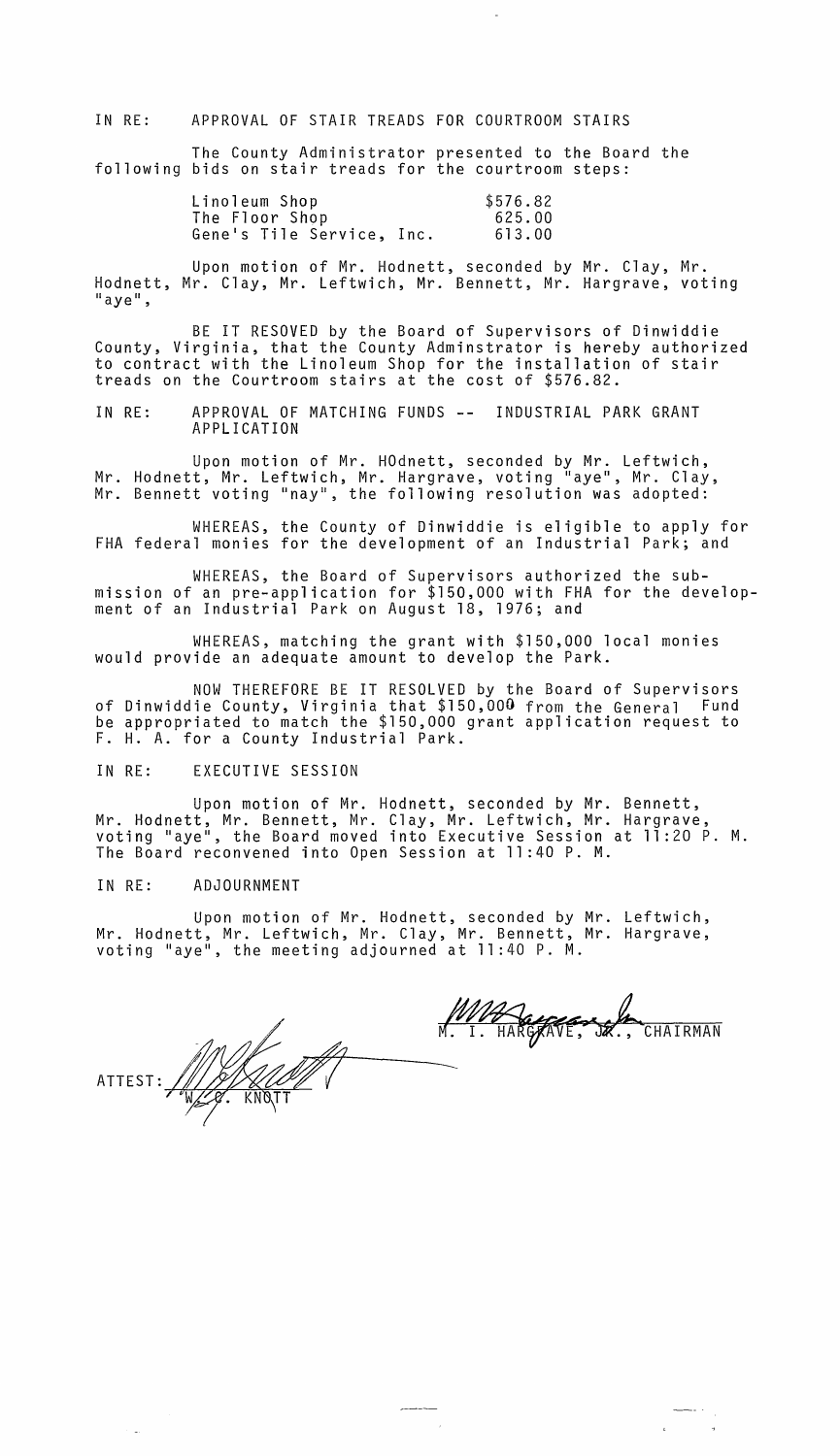IN RE: APPROVAL OF STAIR TREADS FOR COURTROOM STAIRS

The County Administrator presented to the Board the following bids on stair treads for the courtroom steps:

| | |
|---|---|
| Linoleum Shop | $576.82 |
| The Floor Shop | 625.00 |
| Gene's Tile Service, Inc. | 613.00 |

Upon motion of Mr. Hodnett, seconded by Mr. Clay, Mr. Hodnett, Mr. Clay, Mr. Leftwich, Mr. Bennett, Mr. Hargrave, voting "aye",

BE IT RESOVED by the Board of Supervisors of Dinwiddie County, Virginia, that the County Adminstrator is hereby authorized to contract with the Linoleum Shop for the installation of stair treads on the Courtroom stairs at the cost of $576.82.

IN RE: APPROVAL OF MATCHING FUNDS -- INDUSTRIAL PARK GRANT APPLICATION

Upon motion of Mr. HOdnett, seconded by Mr. Leftwich, Mr. Hodnett, Mr. Leftwich, Mr. Hargrave, voting "aye", Mr. Clay, Mr. Bennett voting "nay", the following resolution was adopted:

WHEREAS, the County of Dinwiddie is eligible to apply for FHA federal monies for the development of an Industrial Park; and

WHEREAS, the Board of Supervisors authorized the submission of an pre-application for $150,000 with FHA for the development of an Industrial Park on August 18, 1976; and

WHEREAS, matching the grant with $150,000 local monies would provide an adequate amount to develop the Park.

NOW THEREFORE BE IT RESOLVED by the Board of Supervisors of Dinwiddie County, Virginia that $150,000 from the General Fund be appropriated to match the $150,000 grant application request to F. H. A. for a County Industrial Park.

IN RE: EXECUTIVE SESSION

Upon motion of Mr. Hodnett, seconded by Mr. Bennett, Mr. Hodnett, Mr. Bennett, Mr. Clay, Mr. Leftwich, Mr. Hargrave, voting "aye", the Board moved into Executive Session at 11:20 P. M. The Board reconvened into Open Session at 11:40 P. M.

IN RE: ADJOURNMENT

Upon motion of Mr. Hodnett, seconded by Mr. Leftwich, Mr. Hodnett, Mr. Leftwich, Mr. Clay, Mr. Bennett, Mr. Hargrave, voting "aye", the meeting adjourned at 11:40 P. M.

M. I. HARGRAVE, JR., CHAIRMAN

ATTEST: W. C. KNOTT